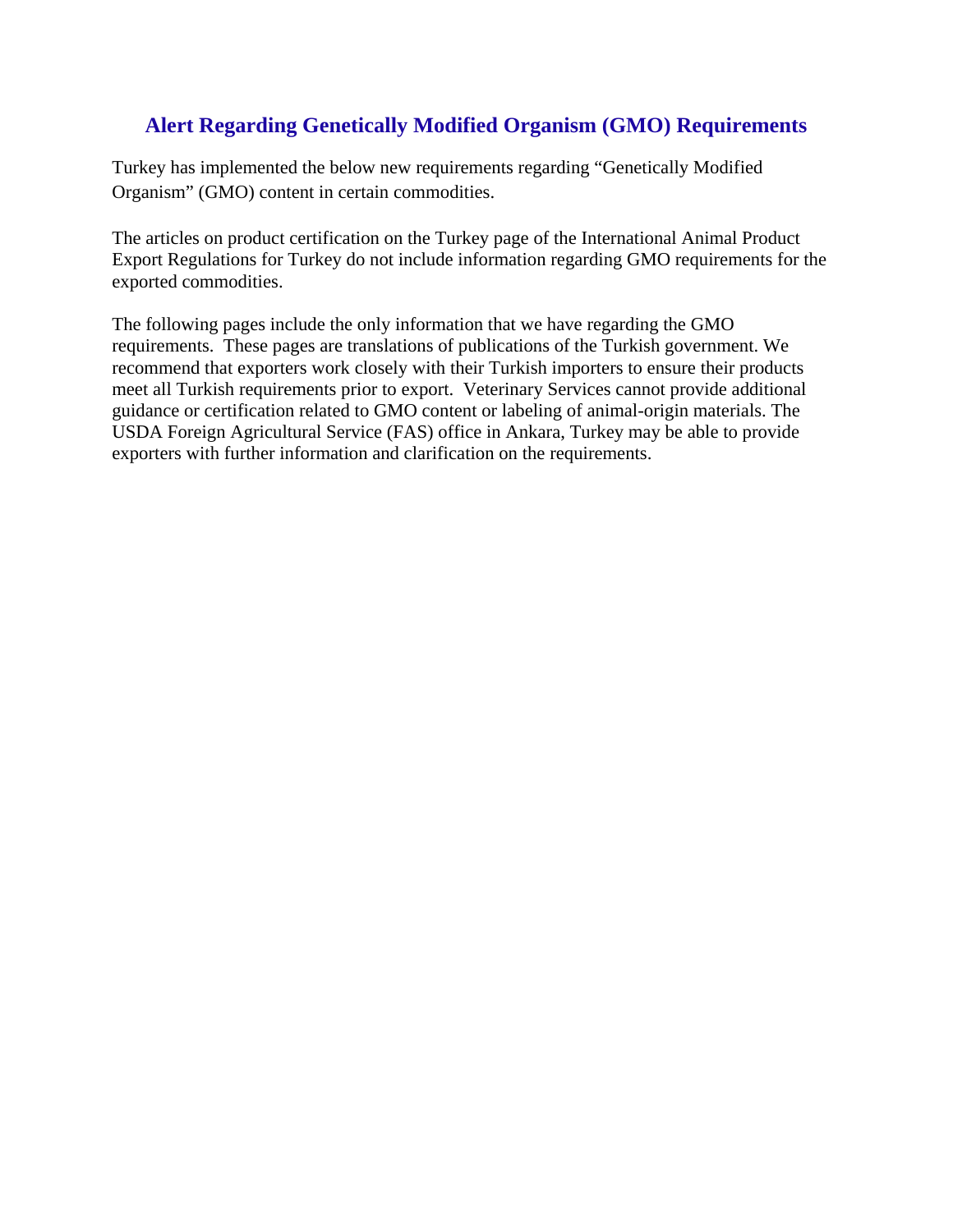# Alert Regarding Genetically Modified Organism (GMO) Requirements

Turkey has implemented the below new requirements regarding "Genetically Modified Organism" (GMO) content in certain commodities.

The articles on product certification on the Turkey page of the International Animal Product Export Regulations for Turkey do not include information regarding GMO requirements for the exported commodities.

The following pages include the only information that we have regarding the GMO requirements. These pages are translations of publications of the Turkish government. We recommend that exporters work closely with their Turkish importers to ensure their products meet all Turkish requirements prior to export. Veterinary Services cannot provide additional guidance or certification related to GMO content or labeling of animal-origin materials. The USDA Foreign Agricultural Service (FAS) office in Ankara, Turkey may be able to provide exporters with further information and clarification on the requirements.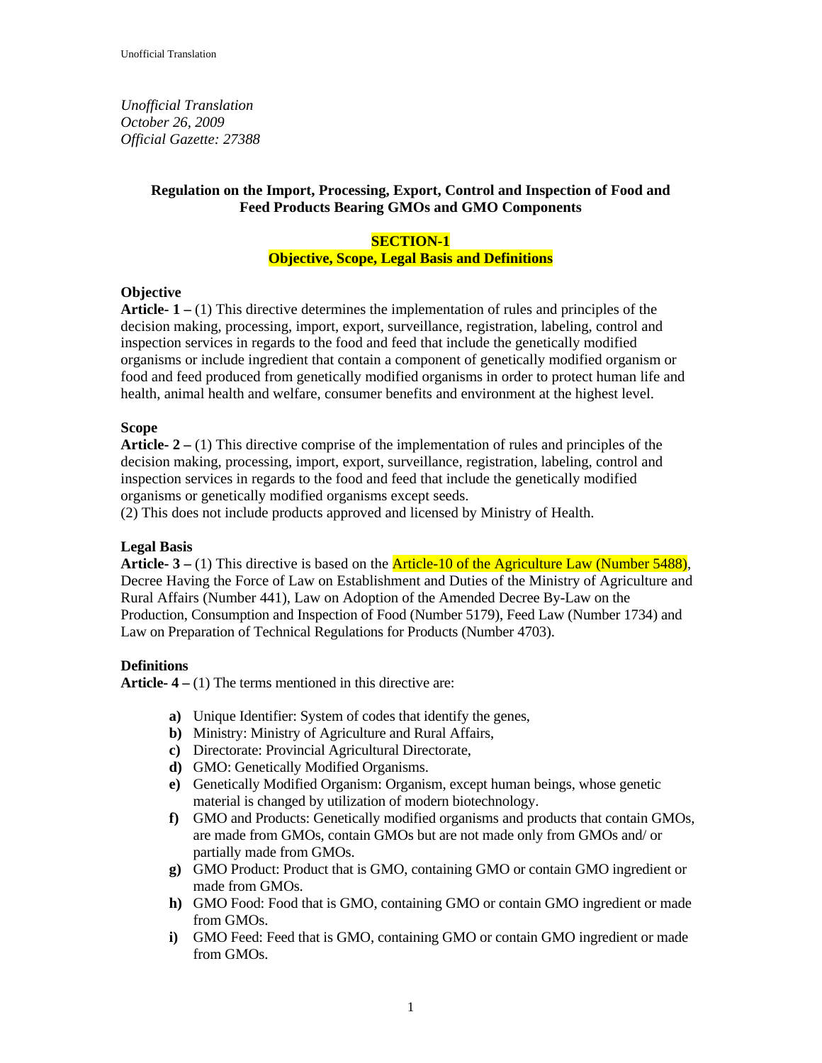*Unofficial Translation*
*October 26, 2009*
*Official Gazette: 27388*

## Regulation on the Import, Processing, Export, Control and Inspection of Food and Feed Products Bearing GMOs and GMO Components

### SECTION-1
### Objective, Scope, Legal Basis and Definitions

**Objective**

**Article- 1 –** (1) This directive determines the implementation of rules and principles of the decision making, processing, import, export, surveillance, registration, labeling, control and inspection services in regards to the food and feed that include the genetically modified organisms or include ingredient that contain a component of genetically modified organism or food and feed produced from genetically modified organisms in order to protect human life and health, animal health and welfare, consumer benefits and environment at the highest level.

**Scope**

**Article- 2 –** (1) This directive comprise of the implementation of rules and principles of the decision making, processing, import, export, surveillance, registration, labeling, control and inspection services in regards to the food and feed that include the genetically modified organisms or genetically modified organisms except seeds.
(2) This does not include products approved and licensed by Ministry of Health.

**Legal Basis**

**Article- 3 –** (1) This directive is based on the Article-10 of the Agriculture Law (Number 5488), Decree Having the Force of Law on Establishment and Duties of the Ministry of Agriculture and Rural Affairs (Number 441), Law on Adoption of the Amended Decree By-Law on the Production, Consumption and Inspection of Food (Number 5179), Feed Law (Number 1734) and Law on Preparation of Technical Regulations for Products (Number 4703).

**Definitions**

**Article- 4 –** (1) The terms mentioned in this directive are:

- **a)** Unique Identifier: System of codes that identify the genes,
- **b)** Ministry: Ministry of Agriculture and Rural Affairs,
- **c)** Directorate: Provincial Agricultural Directorate,
- **d)** GMO: Genetically Modified Organisms.
- **e)** Genetically Modified Organism: Organism, except human beings, whose genetic material is changed by utilization of modern biotechnology.
- **f)** GMO and Products: Genetically modified organisms and products that contain GMOs, are made from GMOs, contain GMOs but are not made only from GMOs and/ or partially made from GMOs.
- **g)** GMO Product: Product that is GMO, containing GMO or contain GMO ingredient or made from GMOs.
- **h)** GMO Food: Food that is GMO, containing GMO or contain GMO ingredient or made from GMOs.
- **i)** GMO Feed: Feed that is GMO, containing GMO or contain GMO ingredient or made from GMOs.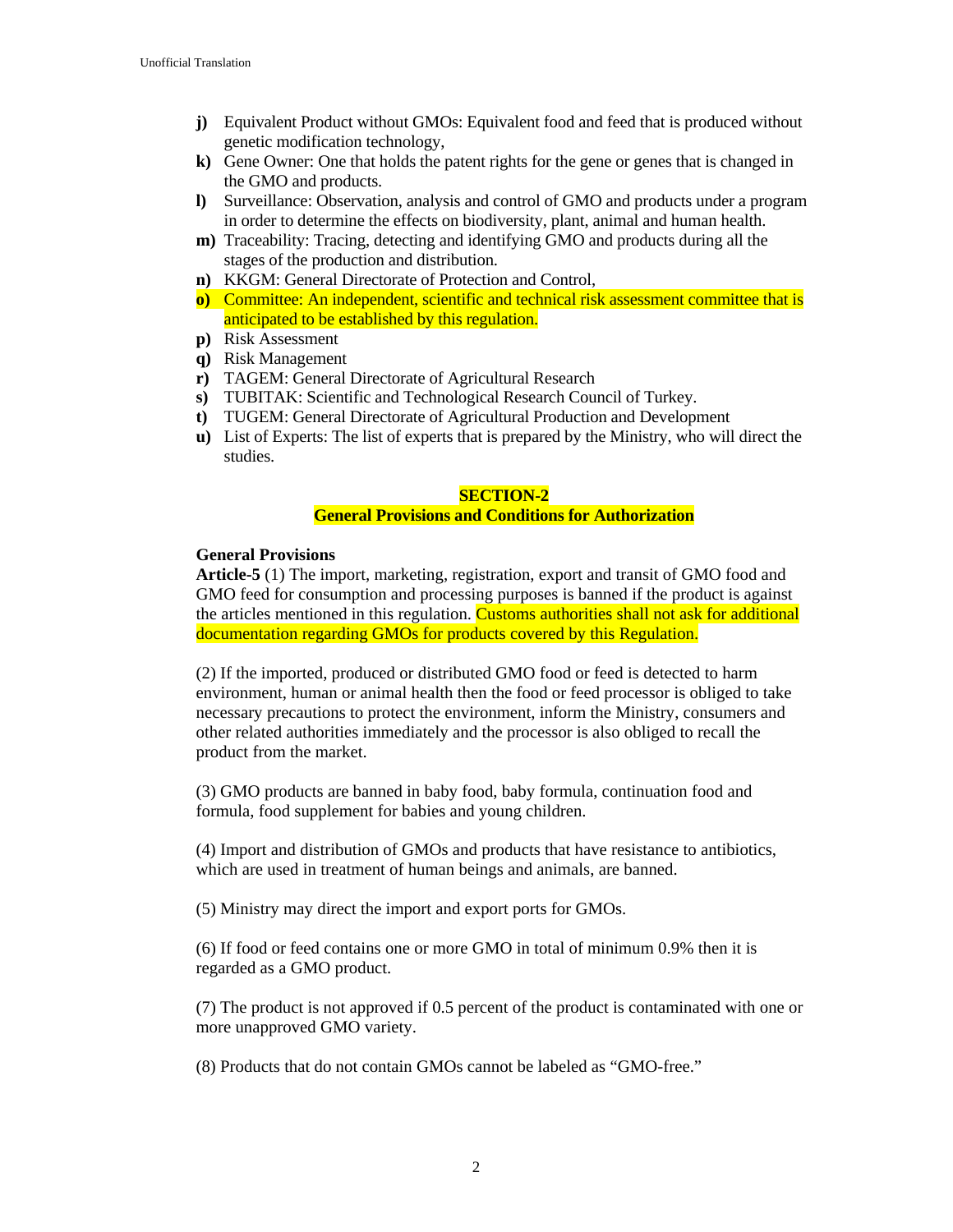- **j)** Equivalent Product without GMOs: Equivalent food and feed that is produced without genetic modification technology,
- **k)** Gene Owner: One that holds the patent rights for the gene or genes that is changed in the GMO and products.
- **l)** Surveillance: Observation, analysis and control of GMO and products under a program in order to determine the effects on biodiversity, plant, animal and human health.
- **m)** Traceability: Tracing, detecting and identifying GMO and products during all the stages of the production and distribution.
- **n)** KKGM: General Directorate of Protection and Control,
- **o)** Committee: An independent, scientific and technical risk assessment committee that is anticipated to be established by this regulation.
- **p)** Risk Assessment
- **q)** Risk Management
- **r)** TAGEM: General Directorate of Agricultural Research
- **s)** TUBITAK: Scientific and Technological Research Council of Turkey.
- **t)** TUGEM: General Directorate of Agricultural Production and Development
- **u)** List of Experts: The list of experts that is prepared by the Ministry, who will direct the studies.

## SECTION-2
## General Provisions and Conditions for Authorization

**General Provisions**

**Article-5** (1) The import, marketing, registration, export and transit of GMO food and GMO feed for consumption and processing purposes is banned if the product is against the articles mentioned in this regulation. Customs authorities shall not ask for additional documentation regarding GMOs for products covered by this Regulation.

(2) If the imported, produced or distributed GMO food or feed is detected to harm environment, human or animal health then the food or feed processor is obliged to take necessary precautions to protect the environment, inform the Ministry, consumers and other related authorities immediately and the processor is also obliged to recall the product from the market.

(3) GMO products are banned in baby food, baby formula, continuation food and formula, food supplement for babies and young children.

(4) Import and distribution of GMOs and products that have resistance to antibiotics, which are used in treatment of human beings and animals, are banned.

(5) Ministry may direct the import and export ports for GMOs.

(6) If food or feed contains one or more GMO in total of minimum 0.9% then it is regarded as a GMO product.

(7) The product is not approved if 0.5 percent of the product is contaminated with one or more unapproved GMO variety.

(8) Products that do not contain GMOs cannot be labeled as "GMO-free."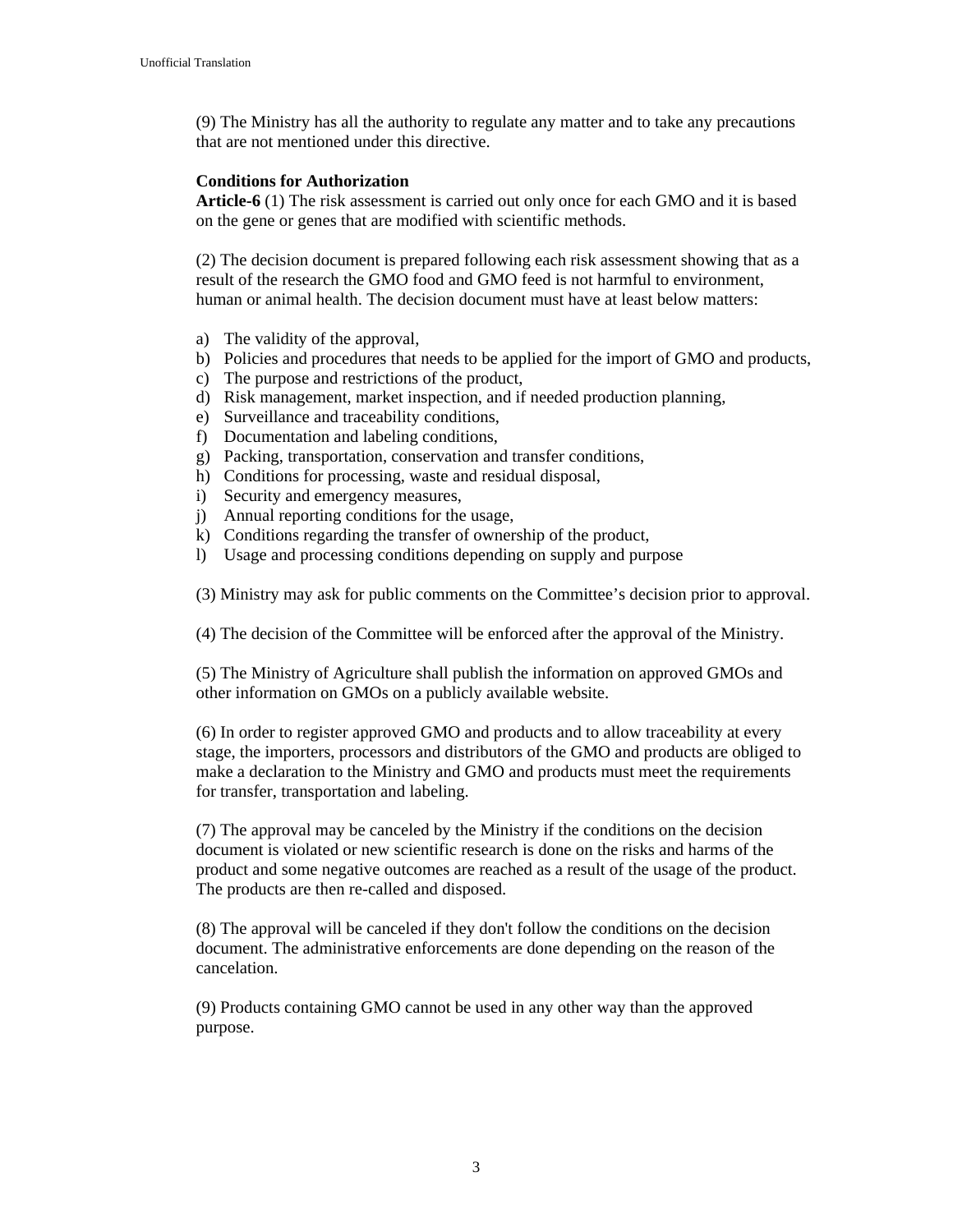(9) The Ministry has all the authority to regulate any matter and to take any precautions that are not mentioned under this directive.

**Conditions for Authorization**

**Article-6** (1) The risk assessment is carried out only once for each GMO and it is based on the gene or genes that are modified with scientific methods.

(2) The decision document is prepared following each risk assessment showing that as a result of the research the GMO food and GMO feed is not harmful to environment, human or animal health. The decision document must have at least below matters:

a) The validity of the approval,
b) Policies and procedures that needs to be applied for the import of GMO and products,
c) The purpose and restrictions of the product,
d) Risk management, market inspection, and if needed production planning,
e) Surveillance and traceability conditions,
f) Documentation and labeling conditions,
g) Packing, transportation, conservation and transfer conditions,
h) Conditions for processing, waste and residual disposal,
i) Security and emergency measures,
j) Annual reporting conditions for the usage,
k) Conditions regarding the transfer of ownership of the product,
l) Usage and processing conditions depending on supply and purpose

(3) Ministry may ask for public comments on the Committee's decision prior to approval.

(4) The decision of the Committee will be enforced after the approval of the Ministry.

(5) The Ministry of Agriculture shall publish the information on approved GMOs and other information on GMOs on a publicly available website.

(6) In order to register approved GMO and products and to allow traceability at every stage, the importers, processors and distributors of the GMO and products are obliged to make a declaration to the Ministry and GMO and products must meet the requirements for transfer, transportation and labeling.

(7) The approval may be canceled by the Ministry if the conditions on the decision document is violated or new scientific research is done on the risks and harms of the product and some negative outcomes are reached as a result of the usage of the product. The products are then re-called and disposed.

(8) The approval will be canceled if they don't follow the conditions on the decision document. The administrative enforcements are done depending on the reason of the cancelation.

(9) Products containing GMO cannot be used in any other way than the approved purpose.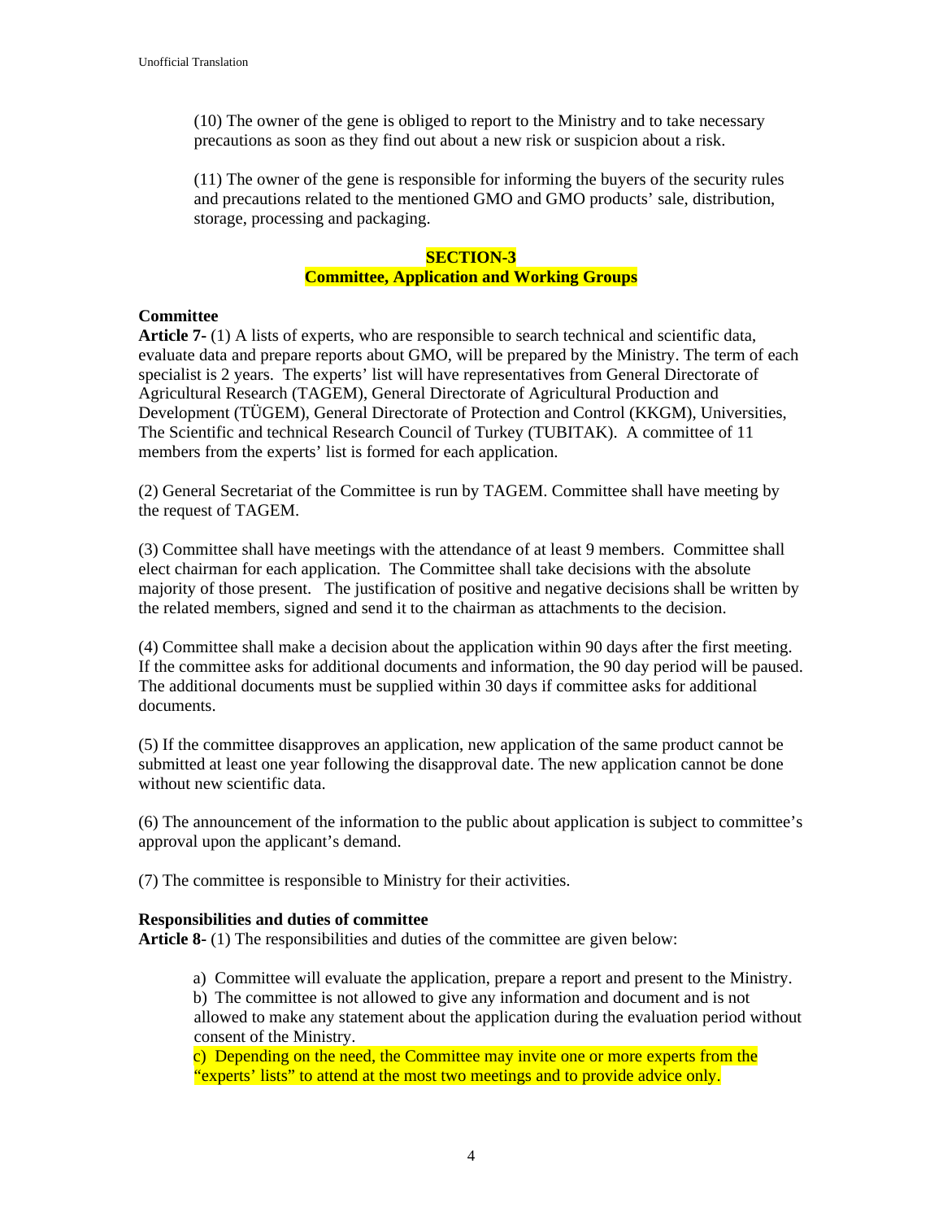(10) The owner of the gene is obliged to report to the Ministry and to take necessary precautions as soon as they find out about a new risk or suspicion about a risk.

(11) The owner of the gene is responsible for informing the buyers of the security rules and precautions related to the mentioned GMO and GMO products' sale, distribution, storage, processing and packaging.

## SECTION-3
## Committee, Application and Working Groups

**Committee**

**Article 7-** (1) A lists of experts, who are responsible to search technical and scientific data, evaluate data and prepare reports about GMO, will be prepared by the Ministry. The term of each specialist is 2 years. The experts' list will have representatives from General Directorate of Agricultural Research (TAGEM), General Directorate of Agricultural Production and Development (TÜGEM), General Directorate of Protection and Control (KKGM), Universities, The Scientific and technical Research Council of Turkey (TUBITAK). A committee of 11 members from the experts' list is formed for each application.

(2) General Secretariat of the Committee is run by TAGEM. Committee shall have meeting by the request of TAGEM.

(3) Committee shall have meetings with the attendance of at least 9 members. Committee shall elect chairman for each application. The Committee shall take decisions with the absolute majority of those present. The justification of positive and negative decisions shall be written by the related members, signed and send it to the chairman as attachments to the decision.

(4) Committee shall make a decision about the application within 90 days after the first meeting. If the committee asks for additional documents and information, the 90 day period will be paused. The additional documents must be supplied within 30 days if committee asks for additional documents.

(5) If the committee disapproves an application, new application of the same product cannot be submitted at least one year following the disapproval date. The new application cannot be done without new scientific data.

(6) The announcement of the information to the public about application is subject to committee's approval upon the applicant's demand.

(7) The committee is responsible to Ministry for their activities.

**Responsibilities and duties of committee**

**Article 8-** (1) The responsibilities and duties of the committee are given below:

a) Committee will evaluate the application, prepare a report and present to the Ministry.
b) The committee is not allowed to give any information and document and is not allowed to make any statement about the application during the evaluation period without consent of the Ministry.
c) Depending on the need, the Committee may invite one or more experts from the "experts' lists" to attend at the most two meetings and to provide advice only.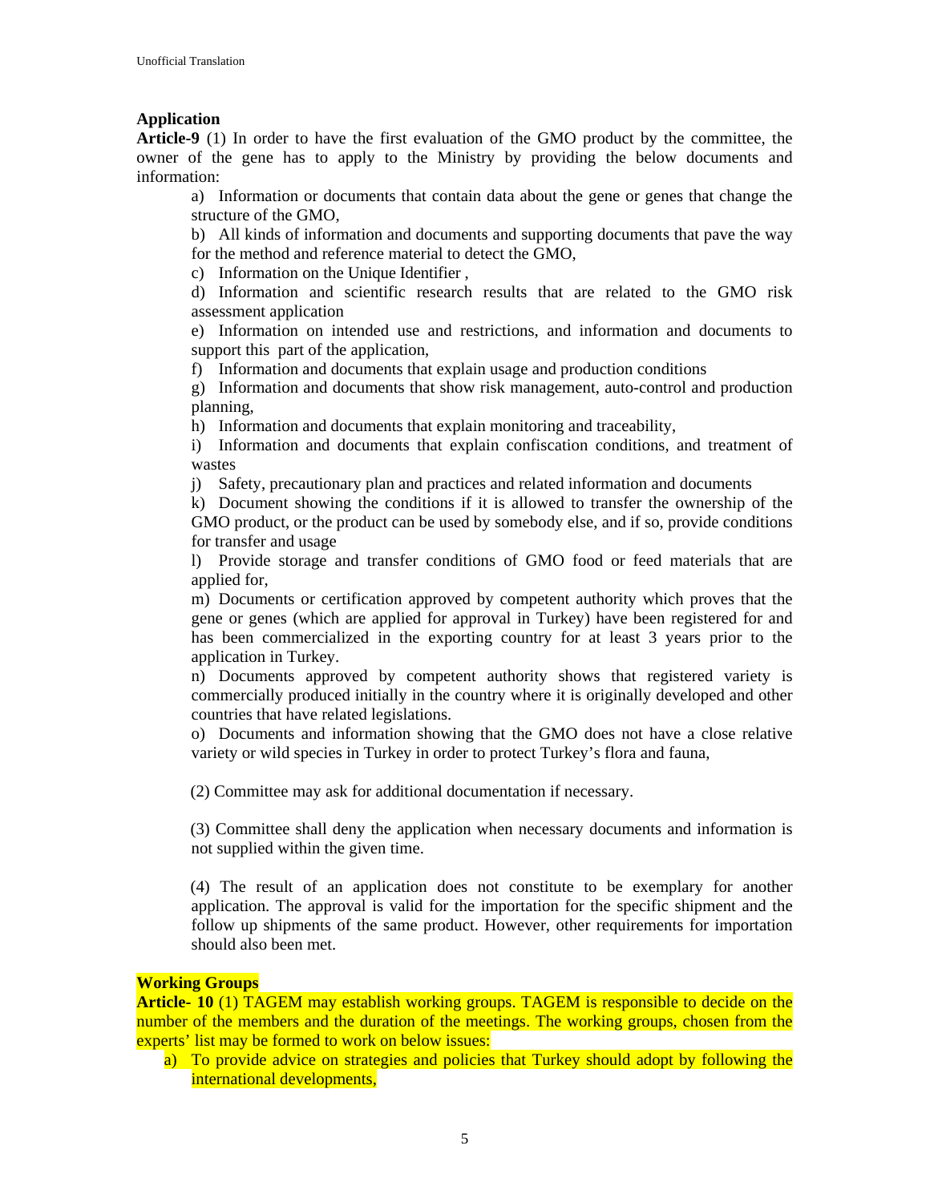Unofficial Translation

**Application**

**Article-9** (1) In order to have the first evaluation of the GMO product by the committee, the owner of the gene has to apply to the Ministry by providing the below documents and information:

a) Information or documents that contain data about the gene or genes that change the structure of the GMO,

b) All kinds of information and documents and supporting documents that pave the way for the method and reference material to detect the GMO,

c) Information on the Unique Identifier ,

d) Information and scientific research results that are related to the GMO risk assessment application

e) Information on intended use and restrictions, and information and documents to support this part of the application,

f) Information and documents that explain usage and production conditions

g) Information and documents that show risk management, auto-control and production planning,

h) Information and documents that explain monitoring and traceability,

i) Information and documents that explain confiscation conditions, and treatment of wastes

j) Safety, precautionary plan and practices and related information and documents

k) Document showing the conditions if it is allowed to transfer the ownership of the GMO product, or the product can be used by somebody else, and if so, provide conditions for transfer and usage

l) Provide storage and transfer conditions of GMO food or feed materials that are applied for,

m) Documents or certification approved by competent authority which proves that the gene or genes (which are applied for approval in Turkey) have been registered for and has been commercialized in the exporting country for at least 3 years prior to the application in Turkey.

n) Documents approved by competent authority shows that registered variety is commercially produced initially in the country where it is originally developed and other countries that have related legislations.

o) Documents and information showing that the GMO does not have a close relative variety or wild species in Turkey in order to protect Turkey's flora and fauna,

(2) Committee may ask for additional documentation if necessary.

(3) Committee shall deny the application when necessary documents and information is not supplied within the given time.

(4) The result of an application does not constitute to be exemplary for another application. The approval is valid for the importation for the specific shipment and the follow up shipments of the same product. However, other requirements for importation should also been met.

**Working Groups**

**Article- 10** (1) TAGEM may establish working groups. TAGEM is responsible to decide on the number of the members and the duration of the meetings. The working groups, chosen from the experts' list may be formed to work on below issues:

a) To provide advice on strategies and policies that Turkey should adopt by following the international developments,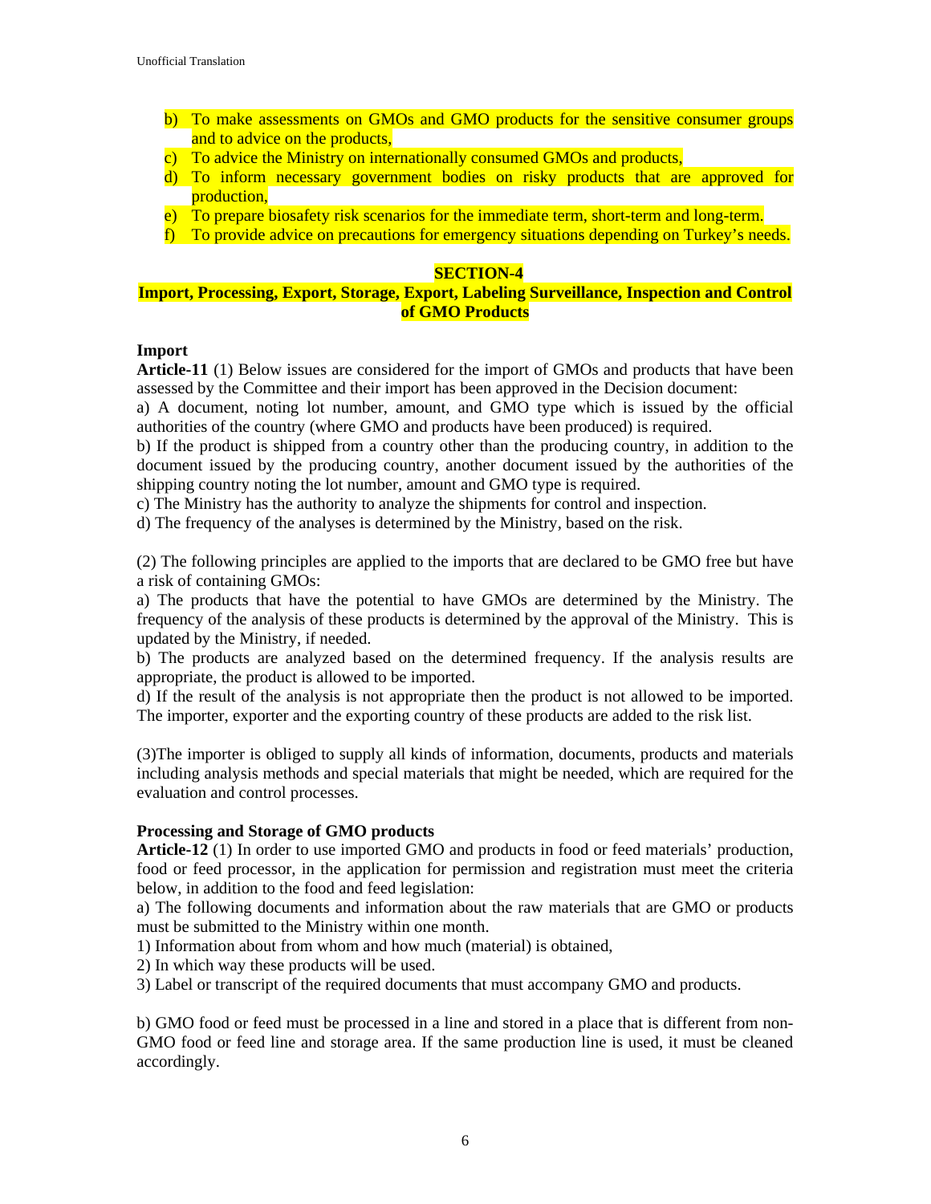b) To make assessments on GMOs and GMO products for the sensitive consumer groups and to advice on the products,
c) To advice the Ministry on internationally consumed GMOs and products,
d) To inform necessary government bodies on risky products that are approved for production,
e) To prepare biosafety risk scenarios for the immediate term, short-term and long-term.
f) To provide advice on precautions for emergency situations depending on Turkey's needs.

## SECTION-4

## Import, Processing, Export, Storage, Export, Labeling Surveillance, Inspection and Control of GMO Products

**Import**

**Article-11** (1) Below issues are considered for the import of GMOs and products that have been assessed by the Committee and their import has been approved in the Decision document:

a) A document, noting lot number, amount, and GMO type which is issued by the official authorities of the country (where GMO and products have been produced) is required.

b) If the product is shipped from a country other than the producing country, in addition to the document issued by the producing country, another document issued by the authorities of the shipping country noting the lot number, amount and GMO type is required.

c) The Ministry has the authority to analyze the shipments for control and inspection.

d) The frequency of the analyses is determined by the Ministry, based on the risk.

(2) The following principles are applied to the imports that are declared to be GMO free but have a risk of containing GMOs:

a) The products that have the potential to have GMOs are determined by the Ministry. The frequency of the analysis of these products is determined by the approval of the Ministry. This is updated by the Ministry, if needed.

b) The products are analyzed based on the determined frequency. If the analysis results are appropriate, the product is allowed to be imported.

d) If the result of the analysis is not appropriate then the product is not allowed to be imported. The importer, exporter and the exporting country of these products are added to the risk list.

(3)The importer is obliged to supply all kinds of information, documents, products and materials including analysis methods and special materials that might be needed, which are required for the evaluation and control processes.

**Processing and Storage of GMO products**

**Article-12** (1) In order to use imported GMO and products in food or feed materials' production, food or feed processor, in the application for permission and registration must meet the criteria below, in addition to the food and feed legislation:

a) The following documents and information about the raw materials that are GMO or products must be submitted to the Ministry within one month.

1) Information about from whom and how much (material) is obtained,

2) In which way these products will be used.

3) Label or transcript of the required documents that must accompany GMO and products.

b) GMO food or feed must be processed in a line and stored in a place that is different from non-GMO food or feed line and storage area. If the same production line is used, it must be cleaned accordingly.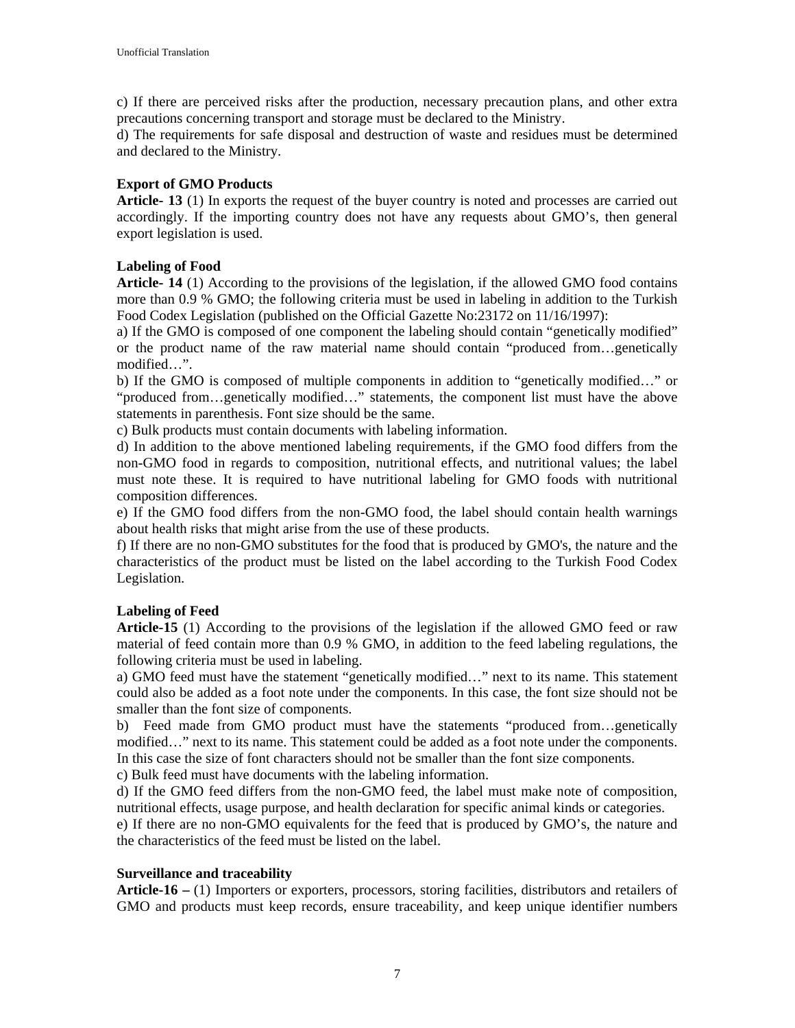c) If there are perceived risks after the production, necessary precaution plans, and other extra precautions concerning transport and storage must be declared to the Ministry.
d) The requirements for safe disposal and destruction of waste and residues must be determined and declared to the Ministry.

**Export of GMO Products**
**Article- 13** (1) In exports the request of the buyer country is noted and processes are carried out accordingly. If the importing country does not have any requests about GMO's, then general export legislation is used.

**Labeling of Food**
**Article- 14** (1) According to the provisions of the legislation, if the allowed GMO food contains more than 0.9 % GMO; the following criteria must be used in labeling in addition to the Turkish Food Codex Legislation (published on the Official Gazette No:23172 on 11/16/1997):
a) If the GMO is composed of one component the labeling should contain "genetically modified" or the product name of the raw material name should contain "produced from…genetically modified…".
b) If the GMO is composed of multiple components in addition to "genetically modified…" or "produced from…genetically modified…" statements, the component list must have the above statements in parenthesis. Font size should be the same.
c) Bulk products must contain documents with labeling information.
d) In addition to the above mentioned labeling requirements, if the GMO food differs from the non-GMO food in regards to composition, nutritional effects, and nutritional values; the label must note these. It is required to have nutritional labeling for GMO foods with nutritional composition differences.
e) If the GMO food differs from the non-GMO food, the label should contain health warnings about health risks that might arise from the use of these products.
f) If there are no non-GMO substitutes for the food that is produced by GMO's, the nature and the characteristics of the product must be listed on the label according to the Turkish Food Codex Legislation.

**Labeling of Feed**
**Article-15** (1) According to the provisions of the legislation if the allowed GMO feed or raw material of feed contain more than 0.9 % GMO, in addition to the feed labeling regulations, the following criteria must be used in labeling.
a) GMO feed must have the statement "genetically modified…" next to its name. This statement could also be added as a foot note under the components. In this case, the font size should not be smaller than the font size of components.
b) Feed made from GMO product must have the statements "produced from…genetically modified…" next to its name. This statement could be added as a foot note under the components. In this case the size of font characters should not be smaller than the font size components.
c) Bulk feed must have documents with the labeling information.
d) If the GMO feed differs from the non-GMO feed, the label must make note of composition, nutritional effects, usage purpose, and health declaration for specific animal kinds or categories.
e) If there are no non-GMO equivalents for the feed that is produced by GMO's, the nature and the characteristics of the feed must be listed on the label.

**Surveillance and traceability**
**Article-16 –** (1) Importers or exporters, processors, storing facilities, distributors and retailers of GMO and products must keep records, ensure traceability, and keep unique identifier numbers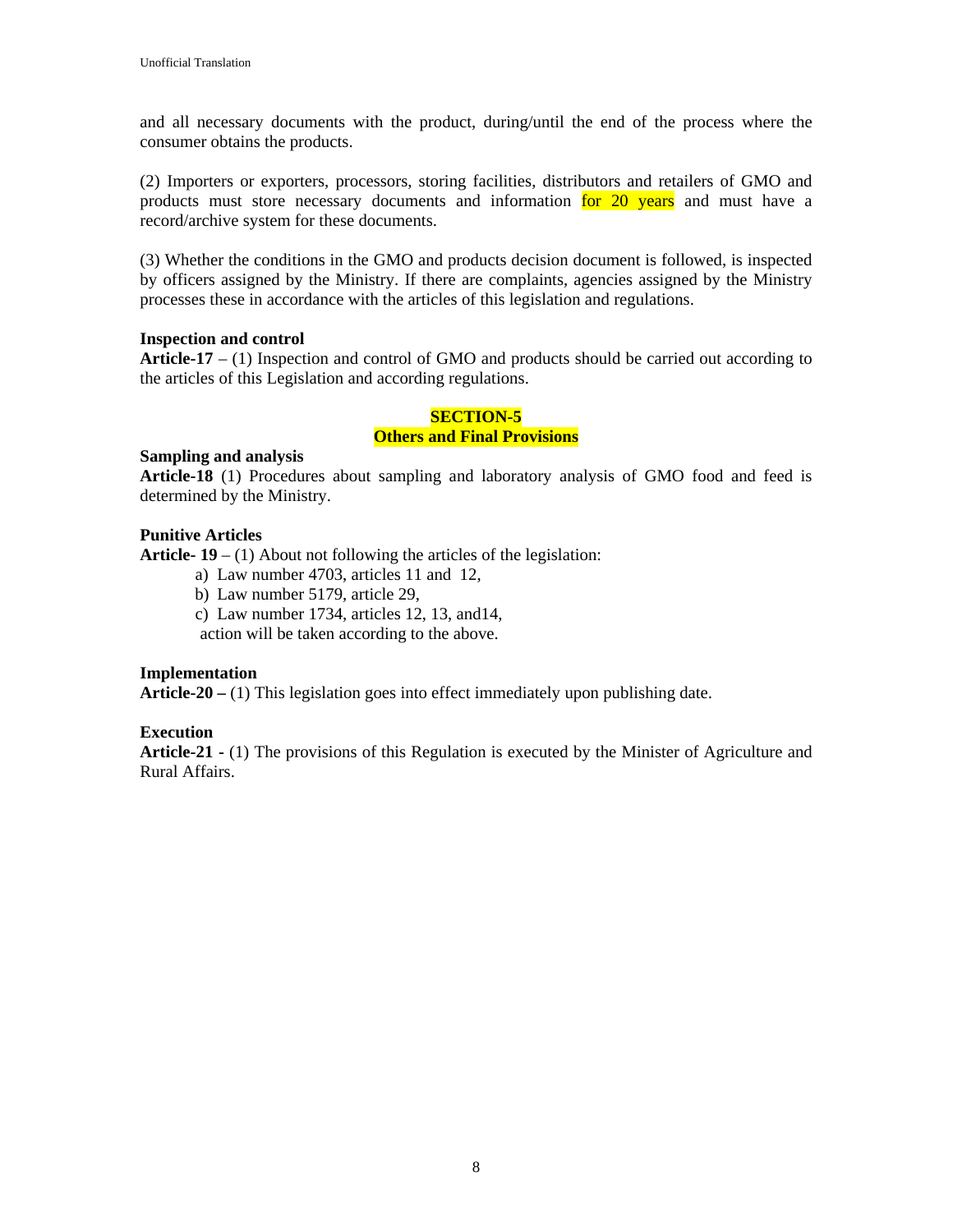and all necessary documents with the product, during/until the end of the process where the consumer obtains the products.

(2) Importers or exporters, processors, storing facilities, distributors and retailers of GMO and products must store necessary documents and information for 20 years and must have a record/archive system for these documents.

(3) Whether the conditions in the GMO and products decision document is followed, is inspected by officers assigned by the Ministry. If there are complaints, agencies assigned by the Ministry processes these in accordance with the articles of this legislation and regulations.

**Inspection and control**

**Article-17** – (1) Inspection and control of GMO and products should be carried out according to the articles of this Legislation and according regulations.

## SECTION-5
## Others and Final Provisions

**Sampling and analysis**

**Article-18** (1) Procedures about sampling and laboratory analysis of GMO food and feed is determined by the Ministry.

**Punitive Articles**

**Article- 19** – (1) About not following the articles of the legislation:

a) Law number 4703, articles 11 and 12,
b) Law number 5179, article 29,
c) Law number 1734, articles 12, 13, and14,

action will be taken according to the above.

**Implementation**

**Article-20 –** (1) This legislation goes into effect immediately upon publishing date.

**Execution**

**Article-21 -** (1) The provisions of this Regulation is executed by the Minister of Agriculture and Rural Affairs.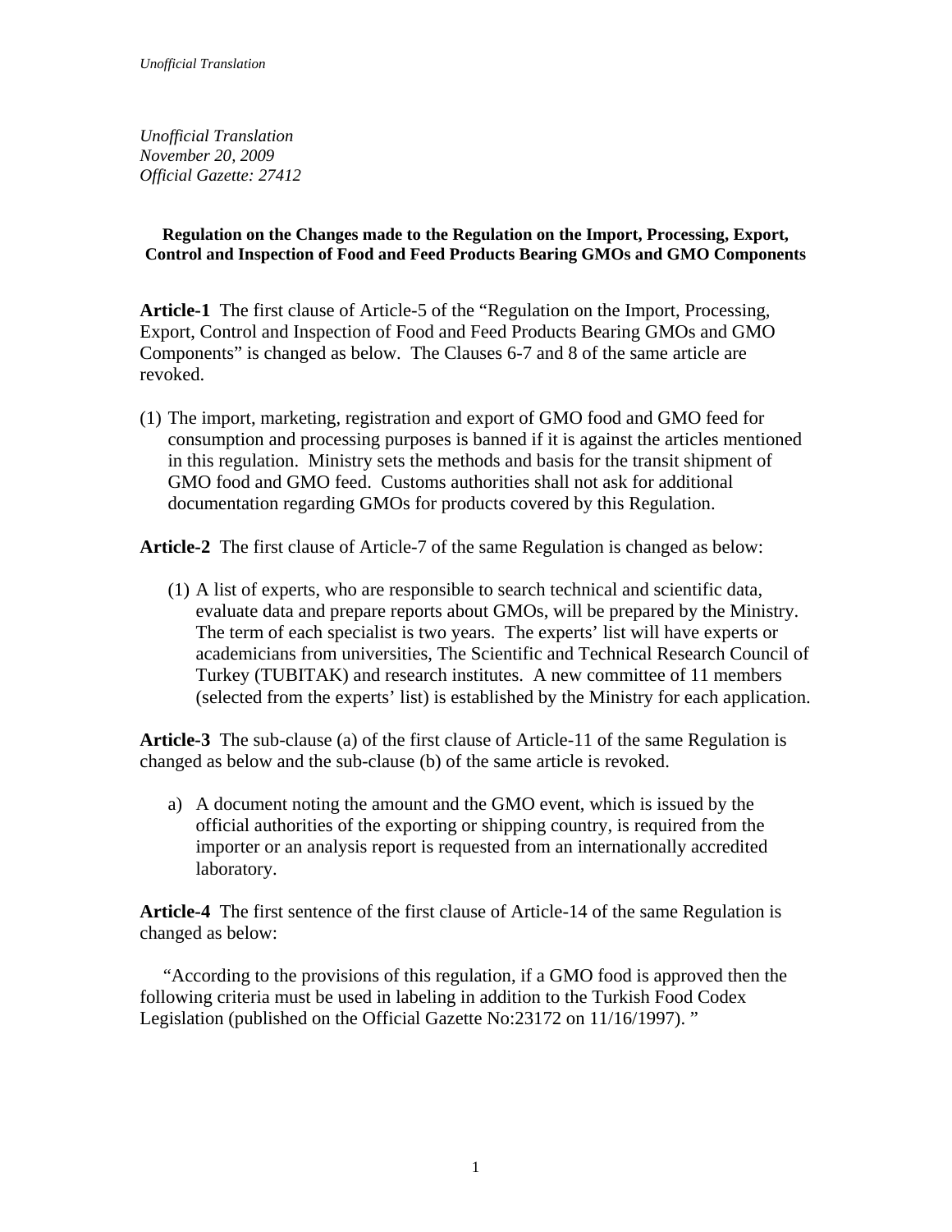*Unofficial Translation*
*November 20, 2009*
*Official Gazette: 27412*

**Regulation on the Changes made to the Regulation on the Import, Processing, Export, Control and Inspection of Food and Feed Products Bearing GMOs and GMO Components**

**Article-1** The first clause of Article-5 of the "Regulation on the Import, Processing, Export, Control and Inspection of Food and Feed Products Bearing GMOs and GMO Components" is changed as below. The Clauses 6-7 and 8 of the same article are revoked.

(1) The import, marketing, registration and export of GMO food and GMO feed for consumption and processing purposes is banned if it is against the articles mentioned in this regulation. Ministry sets the methods and basis for the transit shipment of GMO food and GMO feed. Customs authorities shall not ask for additional documentation regarding GMOs for products covered by this Regulation.

**Article-2** The first clause of Article-7 of the same Regulation is changed as below:

(1) A list of experts, who are responsible to search technical and scientific data, evaluate data and prepare reports about GMOs, will be prepared by the Ministry. The term of each specialist is two years. The experts' list will have experts or academicians from universities, The Scientific and Technical Research Council of Turkey (TUBITAK) and research institutes. A new committee of 11 members (selected from the experts' list) is established by the Ministry for each application.

**Article-3** The sub-clause (a) of the first clause of Article-11 of the same Regulation is changed as below and the sub-clause (b) of the same article is revoked.

a) A document noting the amount and the GMO event, which is issued by the official authorities of the exporting or shipping country, is required from the importer or an analysis report is requested from an internationally accredited laboratory.

**Article-4** The first sentence of the first clause of Article-14 of the same Regulation is changed as below:

"According to the provisions of this regulation, if a GMO food is approved then the following criteria must be used in labeling in addition to the Turkish Food Codex Legislation (published on the Official Gazette No:23172 on 11/16/1997). "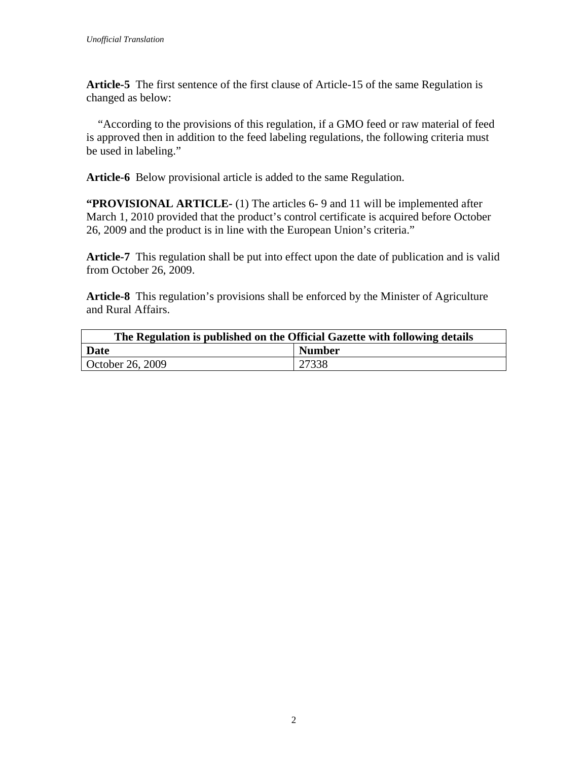*Unofficial Translation*

**Article-5** The first sentence of the first clause of Article-15 of the same Regulation is changed as below:

"According to the provisions of this regulation, if a GMO feed or raw material of feed is approved then in addition to the feed labeling regulations, the following criteria must be used in labeling."

**Article-6** Below provisional article is added to the same Regulation.

**"PROVISIONAL ARTICLE-** (1) The articles 6- 9 and 11 will be implemented after March 1, 2010 provided that the product's control certificate is acquired before October 26, 2009 and the product is in line with the European Union's criteria."

**Article-7** This regulation shall be put into effect upon the date of publication and is valid from October 26, 2009.

**Article-8** This regulation's provisions shall be enforced by the Minister of Agriculture and Rural Affairs.

| **The Regulation is published on the Official Gazette with following details** | |
|---|---|
| **Date** | **Number** |
| October 26, 2009 | 27338 |